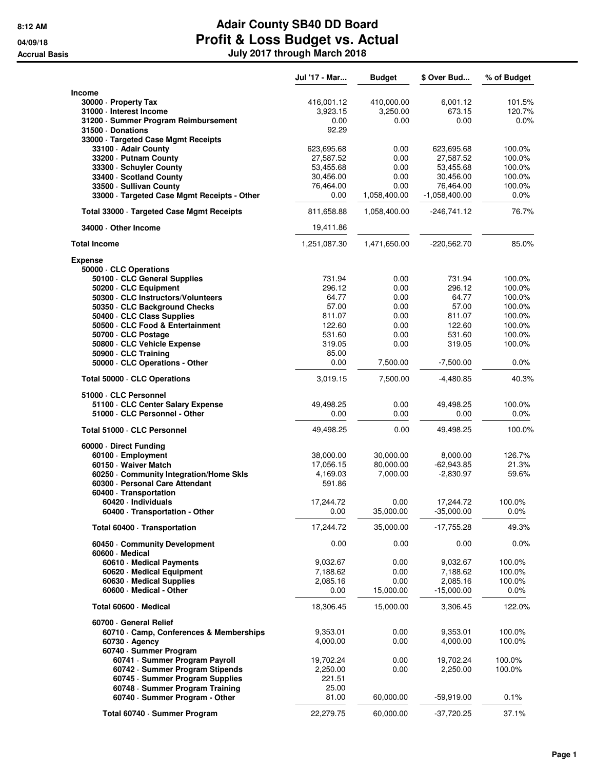8:12 AM
04/09/18
Accrual Basis

# Adair County SB40 DD Board
## Profit & Loss Budget vs. Actual
### July 2017 through March 2018

| | Jul '17 - Mar... | Budget | $ Over Bud... | % of Budget |
|---|---|---|---|---|
| **Income** | | | | |
| 30000 · Property Tax | 416,001.12 | 410,000.00 | 6,001.12 | 101.5% |
| 31000 · Interest Income | 3,923.15 | 3,250.00 | 673.15 | 120.7% |
| 31200 · Summer Program Reimbursement | 0.00 | 0.00 | 0.00 | 0.0% |
| 31500 · Donations | 92.29 | | | |
| 33000 · Targeted Case Mgmt Receipts | | | | |
| 33100 · Adair County | 623,695.68 | 0.00 | 623,695.68 | 100.0% |
| 33200 · Putnam County | 27,587.52 | 0.00 | 27,587.52 | 100.0% |
| 33300 · Schuyler County | 53,455.68 | 0.00 | 53,455.68 | 100.0% |
| 33400 · Scotland County | 30,456.00 | 0.00 | 30,456.00 | 100.0% |
| 33500 · Sullivan County | 76,464.00 | 0.00 | 76,464.00 | 100.0% |
| 33000 · Targeted Case Mgmt Receipts - Other | 0.00 | 1,058,400.00 | -1,058,400.00 | 0.0% |
| Total 33000 · Targeted Case Mgmt Receipts | 811,658.88 | 1,058,400.00 | -246,741.12 | 76.7% |
| 34000 · Other Income | 19,411.86 | | | |
| **Total Income** | 1,251,087.30 | 1,471,650.00 | -220,562.70 | 85.0% |
| **Expense** | | | | |
| 50000 · CLC Operations | | | | |
| 50100 · CLC General Supplies | 731.94 | 0.00 | 731.94 | 100.0% |
| 50200 · CLC Equipment | 296.12 | 0.00 | 296.12 | 100.0% |
| 50300 · CLC Instructors/Volunteers | 64.77 | 0.00 | 64.77 | 100.0% |
| 50350 · CLC Background Checks | 57.00 | 0.00 | 57.00 | 100.0% |
| 50400 · CLC Class Supplies | 811.07 | 0.00 | 811.07 | 100.0% |
| 50500 · CLC Food & Entertainment | 122.60 | 0.00 | 122.60 | 100.0% |
| 50700 · CLC Postage | 531.60 | 0.00 | 531.60 | 100.0% |
| 50800 · CLC Vehicle Expense | 319.05 | 0.00 | 319.05 | 100.0% |
| 50900 · CLC Training | 85.00 | | | |
| 50000 · CLC Operations - Other | 0.00 | 7,500.00 | -7,500.00 | 0.0% |
| Total 50000 · CLC Operations | 3,019.15 | 7,500.00 | -4,480.85 | 40.3% |
| 51000 · CLC Personnel | | | | |
| 51100 · CLC Center Salary Expense | 49,498.25 | 0.00 | 49,498.25 | 100.0% |
| 51000 · CLC Personnel - Other | 0.00 | 0.00 | 0.00 | 0.0% |
| Total 51000 · CLC Personnel | 49,498.25 | 0.00 | 49,498.25 | 100.0% |
| 60000 · Direct Funding | | | | |
| 60100 · Employment | 38,000.00 | 30,000.00 | 8,000.00 | 126.7% |
| 60150 · Waiver Match | 17,056.15 | 80,000.00 | -62,943.85 | 21.3% |
| 60250 · Community Integration/Home Skls | 4,169.03 | 7,000.00 | -2,830.97 | 59.6% |
| 60300 · Personal Care Attendant | 591.86 | | | |
| 60400 · Transportation | | | | |
| 60420 · Individuals | 17,244.72 | 0.00 | 17,244.72 | 100.0% |
| 60400 · Transportation - Other | 0.00 | 35,000.00 | -35,000.00 | 0.0% |
| Total 60400 · Transportation | 17,244.72 | 35,000.00 | -17,755.28 | 49.3% |
| 60450 · Community Development | 0.00 | 0.00 | 0.00 | 0.0% |
| 60600 · Medical | | | | |
| 60610 · Medical Payments | 9,032.67 | 0.00 | 9,032.67 | 100.0% |
| 60620 · Medical Equipment | 7,188.62 | 0.00 | 7,188.62 | 100.0% |
| 60630 · Medical Supplies | 2,085.16 | 0.00 | 2,085.16 | 100.0% |
| 60600 · Medical - Other | 0.00 | 15,000.00 | -15,000.00 | 0.0% |
| Total 60600 · Medical | 18,306.45 | 15,000.00 | 3,306.45 | 122.0% |
| 60700 · General Relief | | | | |
| 60710 · Camp, Conferences & Memberships | 9,353.01 | 0.00 | 9,353.01 | 100.0% |
| 60730 · Agency | 4,000.00 | 0.00 | 4,000.00 | 100.0% |
| 60740 · Summer Program | | | | |
| 60741 · Summer Program Payroll | 19,702.24 | 0.00 | 19,702.24 | 100.0% |
| 60742 · Summer Program Stipends | 2,250.00 | 0.00 | 2,250.00 | 100.0% |
| 60745 · Summer Program Supplies | 221.51 | | | |
| 60748 · Summer Program Training | 25.00 | | | |
| 60740 · Summer Program - Other | 81.00 | 60,000.00 | -59,919.00 | 0.1% |
| Total 60740 · Summer Program | 22,279.75 | 60,000.00 | -37,720.25 | 37.1% |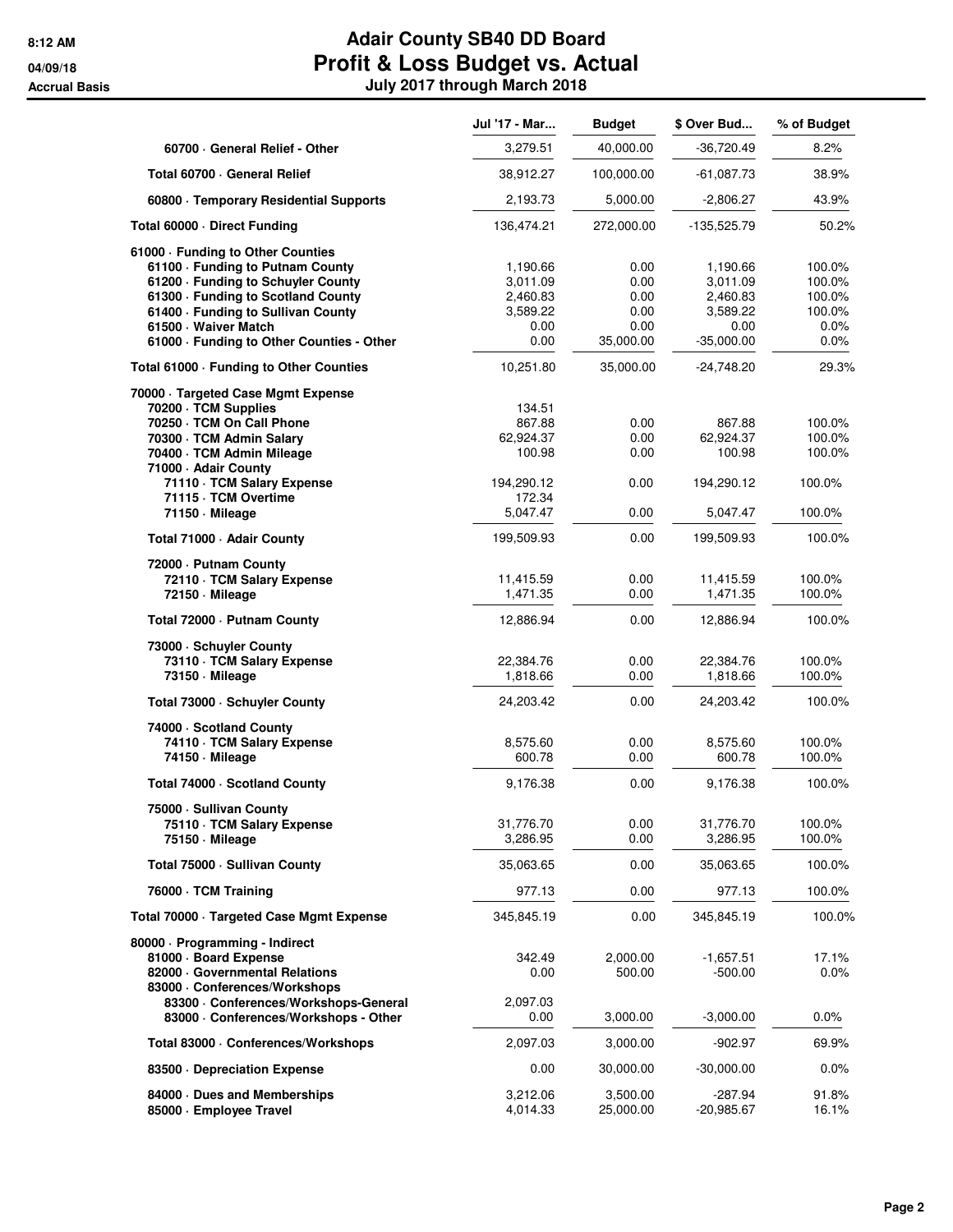# Adair County SB40 DD Board
## Profit & Loss Budget vs. Actual
### July 2017 through March 2018

8:12 AM
04/09/18
Accrual Basis

| | Jul '17 - Mar... | Budget | $ Over Bud... | % of Budget |
|---|---|---|---|---|
| 60700 · General Relief - Other | 3,279.51 | 40,000.00 | -36,720.49 | 8.2% |
| Total 60700 · General Relief | 38,912.27 | 100,000.00 | -61,087.73 | 38.9% |
| 60800 · Temporary Residential Supports | 2,193.73 | 5,000.00 | -2,806.27 | 43.9% |
| **Total 60000 · Direct Funding** | 136,474.21 | 272,000.00 | -135,525.79 | 50.2% |
| **61000 · Funding to Other Counties** | | | | |
| 61100 · Funding to Putnam County | 1,190.66 | 0.00 | 1,190.66 | 100.0% |
| 61200 · Funding to Schuyler County | 3,011.09 | 0.00 | 3,011.09 | 100.0% |
| 61300 · Funding to Scotland County | 2,460.83 | 0.00 | 2,460.83 | 100.0% |
| 61400 · Funding to Sullivan County | 3,589.22 | 0.00 | 3,589.22 | 100.0% |
| 61500 · Waiver Match | 0.00 | 0.00 | 0.00 | 0.0% |
| 61000 · Funding to Other Counties - Other | 0.00 | 35,000.00 | -35,000.00 | 0.0% |
| **Total 61000 · Funding to Other Counties** | 10,251.80 | 35,000.00 | -24,748.20 | 29.3% |
| **70000 · Targeted Case Mgmt Expense** | | | | |
| 70200 · TCM Supplies | 134.51 | | | |
| 70250 · TCM On Call Phone | 867.88 | 0.00 | 867.88 | 100.0% |
| 70300 · TCM Admin Salary | 62,924.37 | 0.00 | 62,924.37 | 100.0% |
| 70400 · TCM Admin Mileage | 100.98 | 0.00 | 100.98 | 100.0% |
| 71000 · Adair County | | | | |
| 71110 · TCM Salary Expense | 194,290.12 | 0.00 | 194,290.12 | 100.0% |
| 71115 · TCM Overtime | 172.34 | | | |
| 71150 · Mileage | 5,047.47 | 0.00 | 5,047.47 | 100.0% |
| Total 71000 · Adair County | 199,509.93 | 0.00 | 199,509.93 | 100.0% |
| 72000 · Putnam County | | | | |
| 72110 · TCM Salary Expense | 11,415.59 | 0.00 | 11,415.59 | 100.0% |
| 72150 · Mileage | 1,471.35 | 0.00 | 1,471.35 | 100.0% |
| Total 72000 · Putnam County | 12,886.94 | 0.00 | 12,886.94 | 100.0% |
| 73000 · Schuyler County | | | | |
| 73110 · TCM Salary Expense | 22,384.76 | 0.00 | 22,384.76 | 100.0% |
| 73150 · Mileage | 1,818.66 | 0.00 | 1,818.66 | 100.0% |
| Total 73000 · Schuyler County | 24,203.42 | 0.00 | 24,203.42 | 100.0% |
| 74000 · Scotland County | | | | |
| 74110 · TCM Salary Expense | 8,575.60 | 0.00 | 8,575.60 | 100.0% |
| 74150 · Mileage | 600.78 | 0.00 | 600.78 | 100.0% |
| Total 74000 · Scotland County | 9,176.38 | 0.00 | 9,176.38 | 100.0% |
| 75000 · Sullivan County | | | | |
| 75110 · TCM Salary Expense | 31,776.70 | 0.00 | 31,776.70 | 100.0% |
| 75150 · Mileage | 3,286.95 | 0.00 | 3,286.95 | 100.0% |
| Total 75000 · Sullivan County | 35,063.65 | 0.00 | 35,063.65 | 100.0% |
| 76000 · TCM Training | 977.13 | 0.00 | 977.13 | 100.0% |
| **Total 70000 · Targeted Case Mgmt Expense** | 345,845.19 | 0.00 | 345,845.19 | 100.0% |
| **80000 · Programming - Indirect** | | | | |
| 81000 · Board Expense | 342.49 | 2,000.00 | -1,657.51 | 17.1% |
| 82000 · Governmental Relations | 0.00 | 500.00 | -500.00 | 0.0% |
| 83000 · Conferences/Workshops | | | | |
| 83300 · Conferences/Workshops-General | 2,097.03 | | | |
| 83000 · Conferences/Workshops - Other | 0.00 | 3,000.00 | -3,000.00 | 0.0% |
| Total 83000 · Conferences/Workshops | 2,097.03 | 3,000.00 | -902.97 | 69.9% |
| 83500 · Depreciation Expense | 0.00 | 30,000.00 | -30,000.00 | 0.0% |
| 84000 · Dues and Memberships | 3,212.06 | 3,500.00 | -287.94 | 91.8% |
| 85000 · Employee Travel | 4,014.33 | 25,000.00 | -20,985.67 | 16.1% |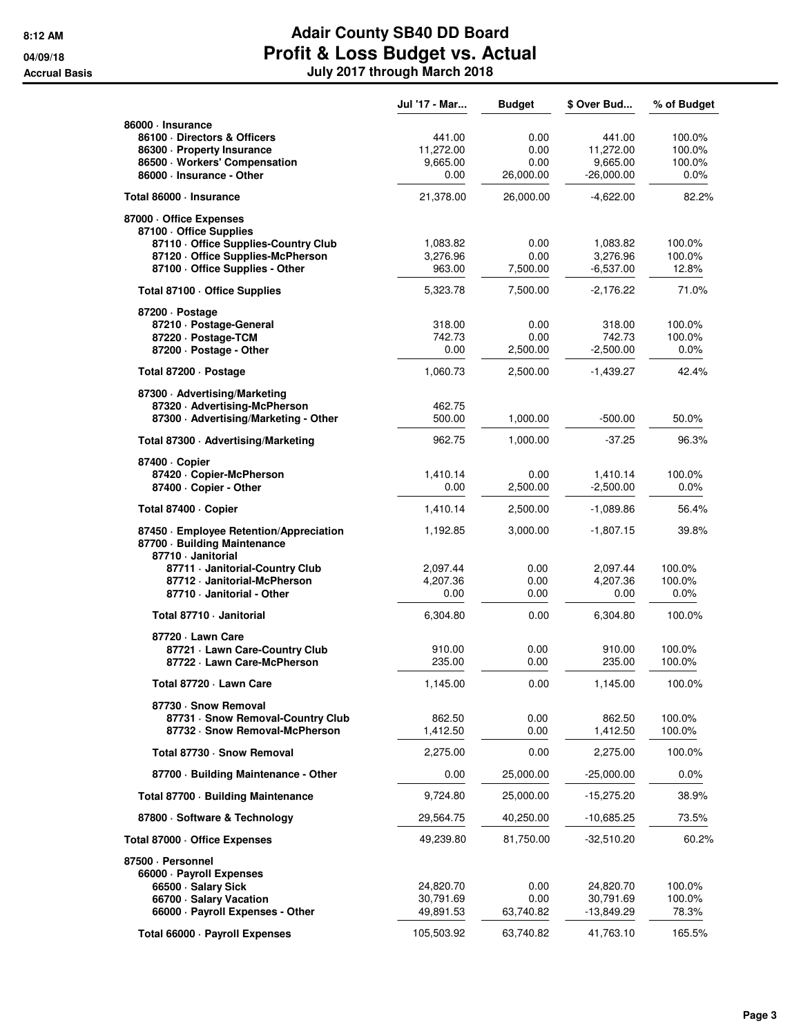# Adair County SB40 DD Board
## Profit & Loss Budget vs. Actual
### July 2017 through March 2018

8:12 AM
04/09/18
Accrual Basis

| | Jul '17 - Mar... | Budget | $ Over Bud... | % of Budget |
|---|---|---|---|---|
| 86000 · Insurance | | | | |
| 86100 · Directors & Officers | 441.00 | 0.00 | 441.00 | 100.0% |
| 86300 · Property Insurance | 11,272.00 | 0.00 | 11,272.00 | 100.0% |
| 86500 · Workers' Compensation | 9,665.00 | 0.00 | 9,665.00 | 100.0% |
| 86000 · Insurance - Other | 0.00 | 26,000.00 | -26,000.00 | 0.0% |
| Total 86000 · Insurance | 21,378.00 | 26,000.00 | -4,622.00 | 82.2% |
| 87000 · Office Expenses | | | | |
| 87100 · Office Supplies | | | | |
| 87110 · Office Supplies-Country Club | 1,083.82 | 0.00 | 1,083.82 | 100.0% |
| 87120 · Office Supplies-McPherson | 3,276.96 | 0.00 | 3,276.96 | 100.0% |
| 87100 · Office Supplies - Other | 963.00 | 7,500.00 | -6,537.00 | 12.8% |
| Total 87100 · Office Supplies | 5,323.78 | 7,500.00 | -2,176.22 | 71.0% |
| 87200 · Postage | | | | |
| 87210 · Postage-General | 318.00 | 0.00 | 318.00 | 100.0% |
| 87220 · Postage-TCM | 742.73 | 0.00 | 742.73 | 100.0% |
| 87200 · Postage - Other | 0.00 | 2,500.00 | -2,500.00 | 0.0% |
| Total 87200 · Postage | 1,060.73 | 2,500.00 | -1,439.27 | 42.4% |
| 87300 · Advertising/Marketing | | | | |
| 87320 · Advertising-McPherson | 462.75 | | | |
| 87300 · Advertising/Marketing - Other | 500.00 | 1,000.00 | -500.00 | 50.0% |
| Total 87300 · Advertising/Marketing | 962.75 | 1,000.00 | -37.25 | 96.3% |
| 87400 · Copier | | | | |
| 87420 · Copier-McPherson | 1,410.14 | 0.00 | 1,410.14 | 100.0% |
| 87400 · Copier - Other | 0.00 | 2,500.00 | -2,500.00 | 0.0% |
| Total 87400 · Copier | 1,410.14 | 2,500.00 | -1,089.86 | 56.4% |
| 87450 · Employee Retention/Appreciation | 1,192.85 | 3,000.00 | -1,807.15 | 39.8% |
| 87700 · Building Maintenance | | | | |
| 87710 · Janitorial | | | | |
| 87711 · Janitorial-Country Club | 2,097.44 | 0.00 | 2,097.44 | 100.0% |
| 87712 · Janitorial-McPherson | 4,207.36 | 0.00 | 4,207.36 | 100.0% |
| 87710 · Janitorial - Other | 0.00 | 0.00 | 0.00 | 0.0% |
| Total 87710 · Janitorial | 6,304.80 | 0.00 | 6,304.80 | 100.0% |
| 87720 · Lawn Care | | | | |
| 87721 · Lawn Care-Country Club | 910.00 | 0.00 | 910.00 | 100.0% |
| 87722 · Lawn Care-McPherson | 235.00 | 0.00 | 235.00 | 100.0% |
| Total 87720 · Lawn Care | 1,145.00 | 0.00 | 1,145.00 | 100.0% |
| 87730 · Snow Removal | | | | |
| 87731 · Snow Removal-Country Club | 862.50 | 0.00 | 862.50 | 100.0% |
| 87732 · Snow Removal-McPherson | 1,412.50 | 0.00 | 1,412.50 | 100.0% |
| Total 87730 · Snow Removal | 2,275.00 | 0.00 | 2,275.00 | 100.0% |
| 87700 · Building Maintenance - Other | 0.00 | 25,000.00 | -25,000.00 | 0.0% |
| Total 87700 · Building Maintenance | 9,724.80 | 25,000.00 | -15,275.20 | 38.9% |
| 87800 · Software & Technology | 29,564.75 | 40,250.00 | -10,685.25 | 73.5% |
| Total 87000 · Office Expenses | 49,239.80 | 81,750.00 | -32,510.20 | 60.2% |
| 87500 · Personnel | | | | |
| 66000 · Payroll Expenses | | | | |
| 66500 · Salary Sick | 24,820.70 | 0.00 | 24,820.70 | 100.0% |
| 66700 · Salary Vacation | 30,791.69 | 0.00 | 30,791.69 | 100.0% |
| 66000 · Payroll Expenses - Other | 49,891.53 | 63,740.82 | -13,849.29 | 78.3% |
| Total 66000 · Payroll Expenses | 105,503.92 | 63,740.82 | 41,763.10 | 165.5% |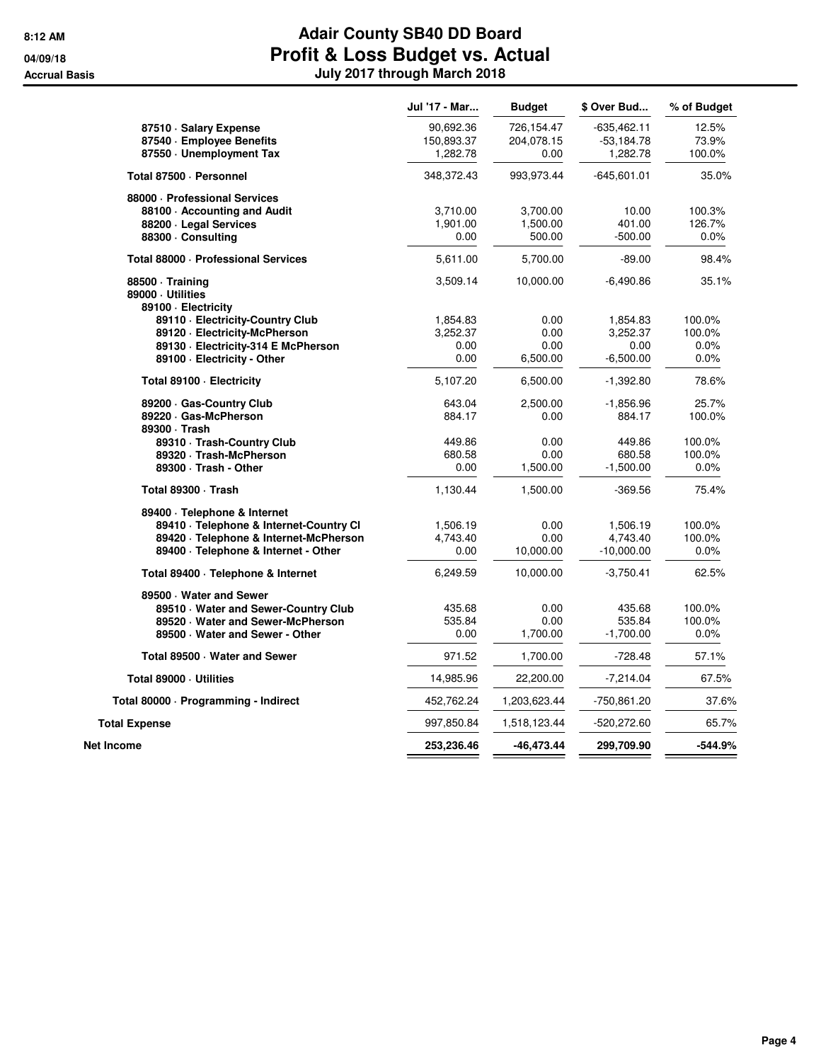# Adair County SB40 DD Board
## Profit & Loss Budget vs. Actual
### July 2017 through March 2018

8:12 AM
04/09/18
Accrual Basis

| | Jul '17 - Mar... | Budget | $ Over Bud... | % of Budget |
|---|---|---|---|---|
| 87510 · Salary Expense | 90,692.36 | 726,154.47 | -635,462.11 | 12.5% |
| 87540 · Employee Benefits | 150,893.37 | 204,078.15 | -53,184.78 | 73.9% |
| 87550 · Unemployment Tax | 1,282.78 | 0.00 | 1,282.78 | 100.0% |
| Total 87500 · Personnel | 348,372.43 | 993,973.44 | -645,601.01 | 35.0% |
| 88000 · Professional Services | | | | |
| 88100 · Accounting and Audit | 3,710.00 | 3,700.00 | 10.00 | 100.3% |
| 88200 · Legal Services | 1,901.00 | 1,500.00 | 401.00 | 126.7% |
| 88300 · Consulting | 0.00 | 500.00 | -500.00 | 0.0% |
| Total 88000 · Professional Services | 5,611.00 | 5,700.00 | -89.00 | 98.4% |
| 88500 · Training | 3,509.14 | 10,000.00 | -6,490.86 | 35.1% |
| 89000 · Utilities | | | | |
| 89100 · Electricity | | | | |
| 89110 · Electricity-Country Club | 1,854.83 | 0.00 | 1,854.83 | 100.0% |
| 89120 · Electricity-McPherson | 3,252.37 | 0.00 | 3,252.37 | 100.0% |
| 89130 · Electricity-314 E McPherson | 0.00 | 0.00 | 0.00 | 0.0% |
| 89100 · Electricity - Other | 0.00 | 6,500.00 | -6,500.00 | 0.0% |
| Total 89100 · Electricity | 5,107.20 | 6,500.00 | -1,392.80 | 78.6% |
| 89200 · Gas-Country Club | 643.04 | 2,500.00 | -1,856.96 | 25.7% |
| 89220 · Gas-McPherson | 884.17 | 0.00 | 884.17 | 100.0% |
| 89300 · Trash | | | | |
| 89310 · Trash-Country Club | 449.86 | 0.00 | 449.86 | 100.0% |
| 89320 · Trash-McPherson | 680.58 | 0.00 | 680.58 | 100.0% |
| 89300 · Trash - Other | 0.00 | 1,500.00 | -1,500.00 | 0.0% |
| Total 89300 · Trash | 1,130.44 | 1,500.00 | -369.56 | 75.4% |
| 89400 · Telephone & Internet | | | | |
| 89410 · Telephone & Internet-Country Cl | 1,506.19 | 0.00 | 1,506.19 | 100.0% |
| 89420 · Telephone & Internet-McPherson | 4,743.40 | 0.00 | 4,743.40 | 100.0% |
| 89400 · Telephone & Internet - Other | 0.00 | 10,000.00 | -10,000.00 | 0.0% |
| Total 89400 · Telephone & Internet | 6,249.59 | 10,000.00 | -3,750.41 | 62.5% |
| 89500 · Water and Sewer | | | | |
| 89510 · Water and Sewer-Country Club | 435.68 | 0.00 | 435.68 | 100.0% |
| 89520 · Water and Sewer-McPherson | 535.84 | 0.00 | 535.84 | 100.0% |
| 89500 · Water and Sewer - Other | 0.00 | 1,700.00 | -1,700.00 | 0.0% |
| Total 89500 · Water and Sewer | 971.52 | 1,700.00 | -728.48 | 57.1% |
| Total 89000 · Utilities | 14,985.96 | 22,200.00 | -7,214.04 | 67.5% |
| Total 80000 · Programming - Indirect | 452,762.24 | 1,203,623.44 | -750,861.20 | 37.6% |
| Total Expense | 997,850.84 | 1,518,123.44 | -520,272.60 | 65.7% |
| **Net Income** | **253,236.46** | **-46,473.44** | **299,709.90** | **-544.9%** |